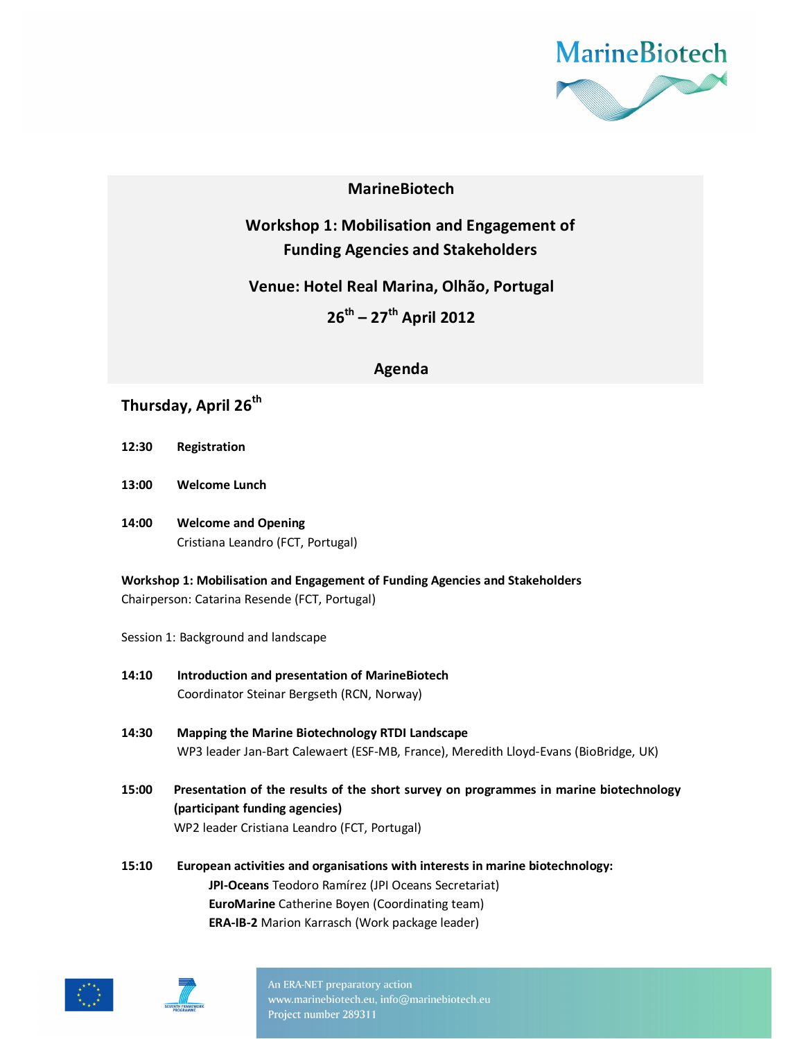# MarineBiotech

## Workshop 1: Mobilisation and Engagement of Funding Agencies and Stakeholders

## Venue: Hotel Real Marina, Olhão, Portugal

## 26th – 27th April 2012

## Agenda

### Thursday, April 26th

**12:30** **Registration**

**13:00** **Welcome Lunch**

**14:00** **Welcome and Opening**
Cristiana Leandro (FCT, Portugal)

**Workshop 1: Mobilisation and Engagement of Funding Agencies and Stakeholders**
Chairperson: Catarina Resende (FCT, Portugal)

Session 1: Background and landscape

**14:10** **Introduction and presentation of MarineBiotech**
Coordinator Steinar Bergseth (RCN, Norway)

**14:30** **Mapping the Marine Biotechnology RTDI Landscape**
WP3 leader Jan-Bart Calewaert (ESF-MB, France), Meredith Lloyd-Evans (BioBridge, UK)

**15:00** **Presentation of the results of the short survey on programmes in marine biotechnology (participant funding agencies)**
WP2 leader Cristiana Leandro (FCT, Portugal)

**15:10** **European activities and organisations with interests in marine biotechnology:**
- **JPI-Oceans** Teodoro Ramírez (JPI Oceans Secretariat)
- **EuroMarine** Catherine Boyen (Coordinating team)
- **ERA-IB-2** Marion Karrasch (Work package leader)

An ERA-NET preparatory action
www.marinebiotech.eu, info@marinebiotech.eu
Project number 289311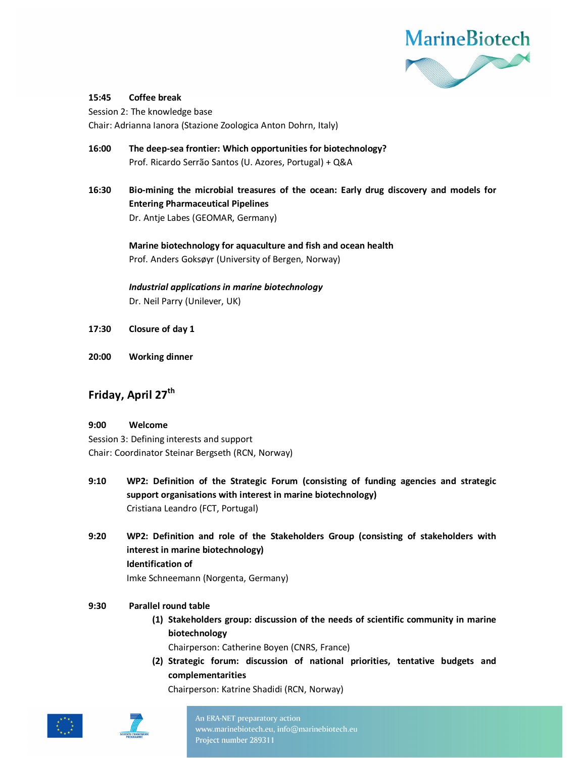**15:45 Coffee break**

Session 2: The knowledge base

Chair: Adrianna Ianora (Stazione Zoologica Anton Dohrn, Italy)

**16:00 The deep-sea frontier: Which opportunities for biotechnology?**
Prof. Ricardo Serrão Santos (U. Azores, Portugal) + Q&A

**16:30 Bio-mining the microbial treasures of the ocean: Early drug discovery and models for Entering Pharmaceutical Pipelines**
Dr. Antje Labes (GEOMAR, Germany)

**Marine biotechnology for aquaculture and fish and ocean health**
Prof. Anders Goksøyr (University of Bergen, Norway)

***Industrial applications in marine biotechnology***
Dr. Neil Parry (Unilever, UK)

**17:30 Closure of day 1**

**20:00 Working dinner**

## Friday, April 27th

**9:00 Welcome**

Session 3: Defining interests and support

Chair: Coordinator Steinar Bergseth (RCN, Norway)

**9:10 WP2: Definition of the Strategic Forum (consisting of funding agencies and strategic support organisations with interest in marine biotechnology)**
Cristiana Leandro (FCT, Portugal)

**9:20 WP2: Definition and role of the Stakeholders Group (consisting of stakeholders with interest in marine biotechnology)**
**Identification of**
Imke Schneemann (Norgenta, Germany)

**9:30 Parallel round table**

1. **Stakeholders group: discussion of the needs of scientific community in marine biotechnology**
   Chairperson: Catherine Boyen (CNRS, France)
2. **Strategic forum: discussion of national priorities, tentative budgets and complementarities**
   Chairperson: Katrine Shadidi (RCN, Norway)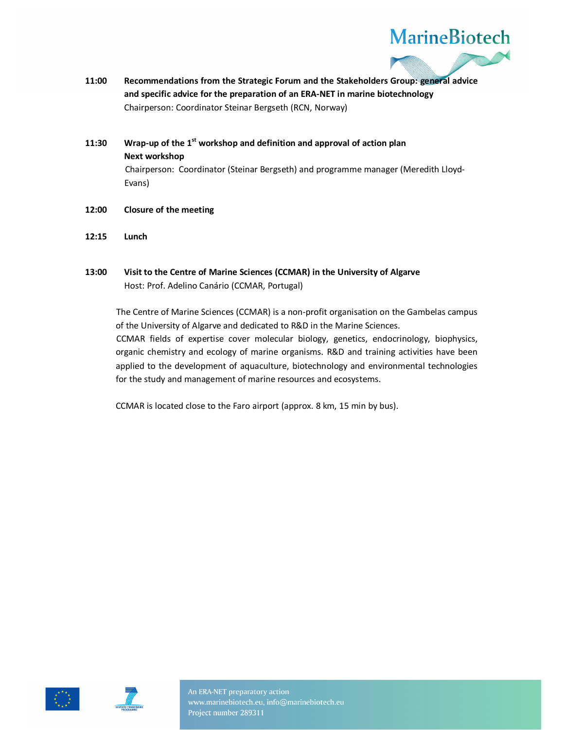**11:00** **Recommendations from the Strategic Forum and the Stakeholders Group: general advice and specific advice for the preparation of an ERA-NET in marine biotechnology**
Chairperson: Coordinator Steinar Bergseth (RCN, Norway)

**11:30** **Wrap-up of the 1st workshop and definition and approval of action plan**
**Next workshop**
Chairperson: Coordinator (Steinar Bergseth) and programme manager (Meredith Lloyd-Evans)

**12:00** **Closure of the meeting**

**12:15** **Lunch**

**13:00** **Visit to the Centre of Marine Sciences (CCMAR) in the University of Algarve**
Host: Prof. Adelino Canário (CCMAR, Portugal)

The Centre of Marine Sciences (CCMAR) is a non-profit organisation on the Gambelas campus of the University of Algarve and dedicated to R&D in the Marine Sciences.
CCMAR fields of expertise cover molecular biology, genetics, endocrinology, biophysics, organic chemistry and ecology of marine organisms. R&D and training activities have been applied to the development of aquaculture, biotechnology and environmental technologies for the study and management of marine resources and ecosystems.

CCMAR is located close to the Faro airport (approx. 8 km, 15 min by bus).